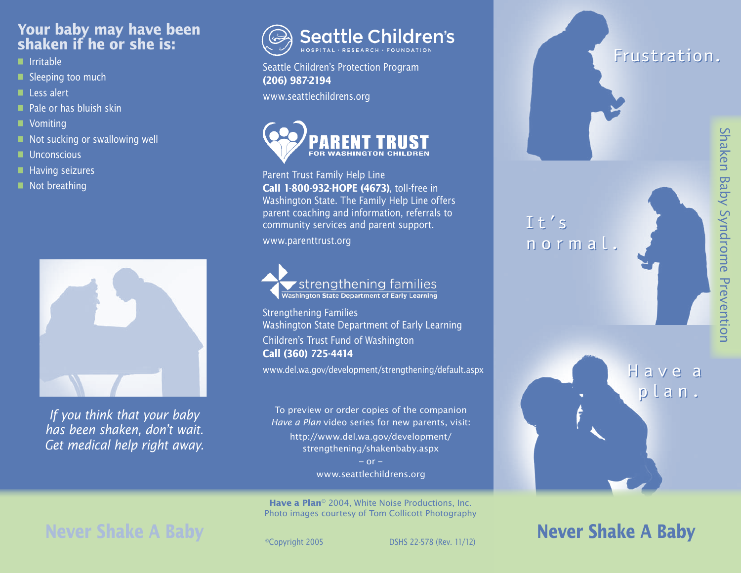## Your baby may have been shaken if he or she is:

- Irritable
- Sleeping too much
- Less alert
- Pale or has bluish skin
- Vomiting
- Not sucking or swallowing well
- Unconscious
- Having seizures
- Not breathing

*If you think that your baby has been shaken, don't wait. Get medical help right away.*

Never Shake A Baby

**Seattle Children's**
HOSPITAL · RESEARCH · FOUNDATION

Seattle Children's Protection Program
**(206) 987-2194**
www.seattlechildrens.org

**PARENT TRUST**
FOR WASHINGTON CHILDREN

Parent Trust Family Help Line
**Call 1-800-932-HOPE (4673)**, toll-free in Washington State. The Family Help Line offers parent coaching and information, referrals to community services and parent support.
www.parenttrust.org

strengthening families
Washington State Department of Early Learning

Strengthening Families
Washington State Department of Early Learning
Children's Trust Fund of Washington
**Call (360) 725-4414**
www.del.wa.gov/development/strengthening/default.aspx

To preview or order copies of the companion *Have a Plan* video series for new parents, visit:
http://www.del.wa.gov/development/strengthening/shakenbaby.aspx
– or –
www.seattlechildrens.org

**Have a Plan**© 2004, White Noise Productions, Inc.
Photo images courtesy of Tom Collicott Photography

©Copyright 2005 DSHS 22-578 (Rev. 11/12)

Frustration.

It's normal.

Have a plan.

Shaken Baby Syndrome Prevention

# Never Shake A Baby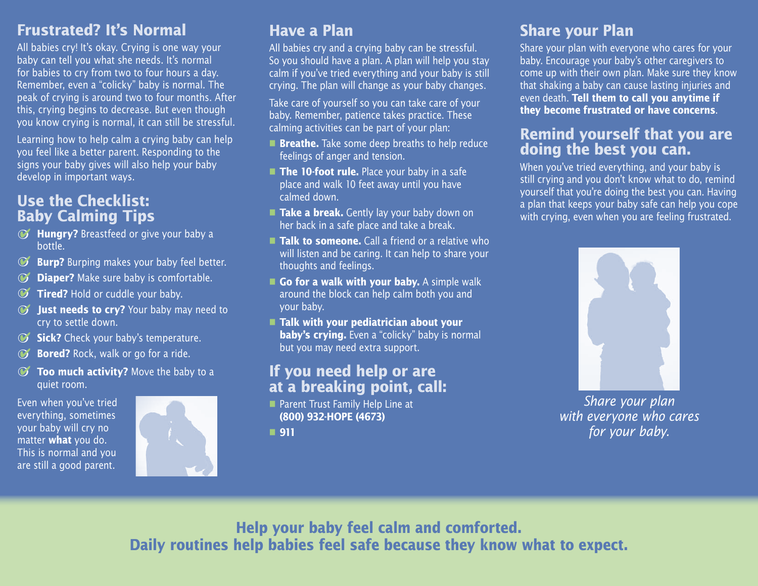## Frustrated? It's Normal

All babies cry! It's okay. Crying is one way your baby can tell you what she needs. It's normal for babies to cry from two to four hours a day. Remember, even a "colicky" baby is normal. The peak of crying is around two to four months. After this, crying begins to decrease. But even though you know crying is normal, it can still be stressful.

Learning how to help calm a crying baby can help you feel like a better parent. Responding to the signs your baby gives will also help your baby develop in important ways.

## Use the Checklist: Baby Calming Tips

- **Hungry?** Breastfeed or give your baby a bottle.
- **Burp?** Burping makes your baby feel better.
- **Diaper?** Make sure baby is comfortable.
- **Tired?** Hold or cuddle your baby.
- **Just needs to cry?** Your baby may need to cry to settle down.
- **Sick?** Check your baby's temperature.
- **Bored?** Rock, walk or go for a ride.
- **Too much activity?** Move the baby to a quiet room.

Even when you've tried everything, sometimes your baby will cry no matter **what** you do. This is normal and you are still a good parent.

## Have a Plan

All babies cry and a crying baby can be stressful. So you should have a plan. A plan will help you stay calm if you've tried everything and your baby is still crying. The plan will change as your baby changes.

Take care of yourself so you can take care of your baby. Remember, patience takes practice. These calming activities can be part of your plan:

- **Breathe.** Take some deep breaths to help reduce feelings of anger and tension.
- **The 10-foot rule.** Place your baby in a safe place and walk 10 feet away until you have calmed down.
- **Take a break.** Gently lay your baby down on her back in a safe place and take a break.
- **Talk to someone.** Call a friend or a relative who will listen and be caring. It can help to share your thoughts and feelings.
- **Go for a walk with your baby.** A simple walk around the block can help calm both you and your baby.
- **Talk with your pediatrician about your baby's crying.** Even a "colicky" baby is normal but you may need extra support.

## If you need help or are at a breaking point, call:

- Parent Trust Family Help Line at **(800) 932-HOPE (4673)**
- **911**

## Share your Plan

Share your plan with everyone who cares for your baby. Encourage your baby's other caregivers to come up with their own plan. Make sure they know that shaking a baby can cause lasting injuries and even death. **Tell them to call you anytime if they become frustrated or have concerns**.

## Remind yourself that you are doing the best you can.

When you've tried everything, and your baby is still crying and you don't know what to do, remind yourself that you're doing the best you can. Having a plan that keeps your baby safe can help you cope with crying, even when you are feeling frustrated.

*Share your plan with everyone who cares for your baby.*

**Help your baby feel calm and comforted.**
**Daily routines help babies feel safe because they know what to expect.**